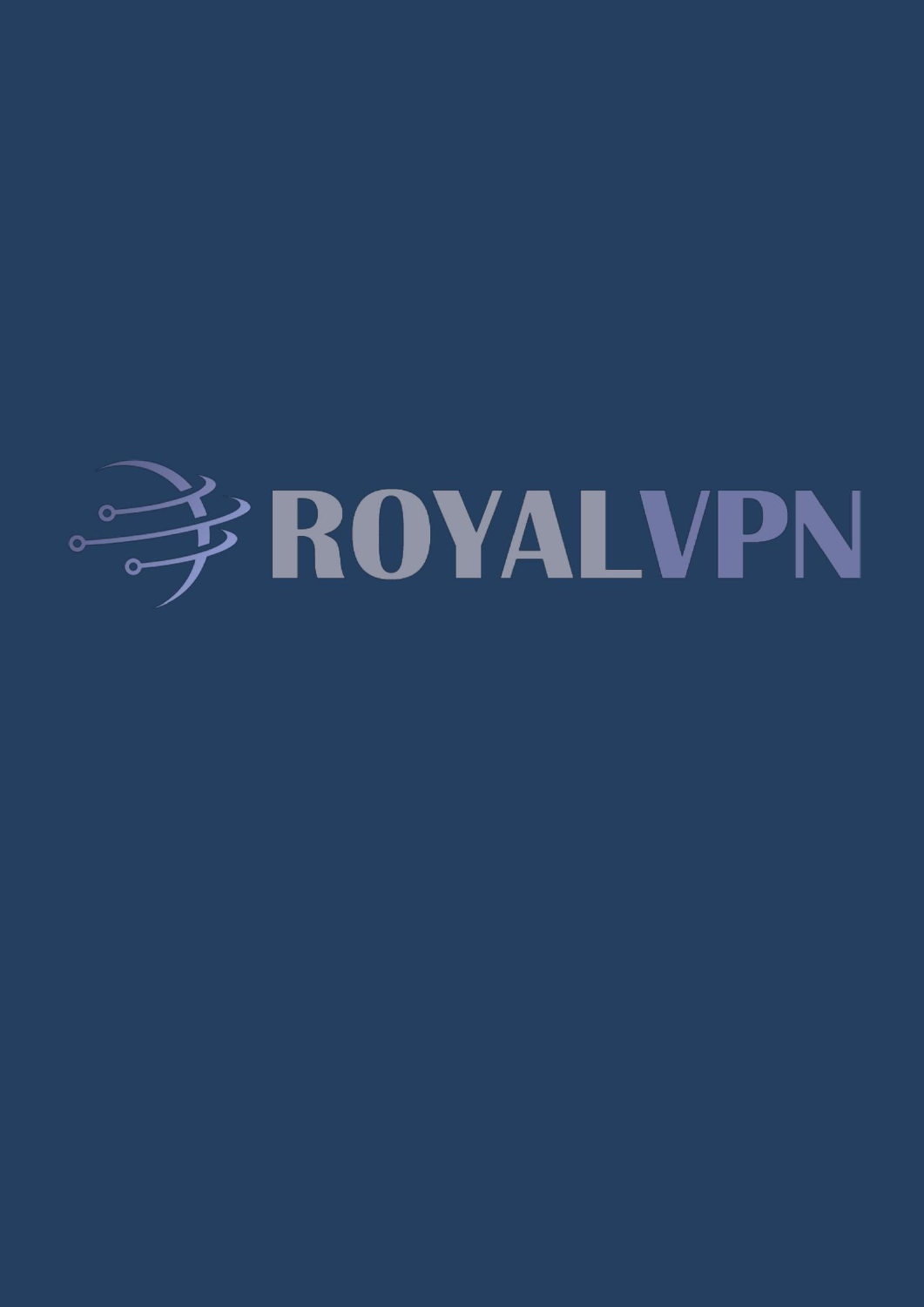# ROYALVPN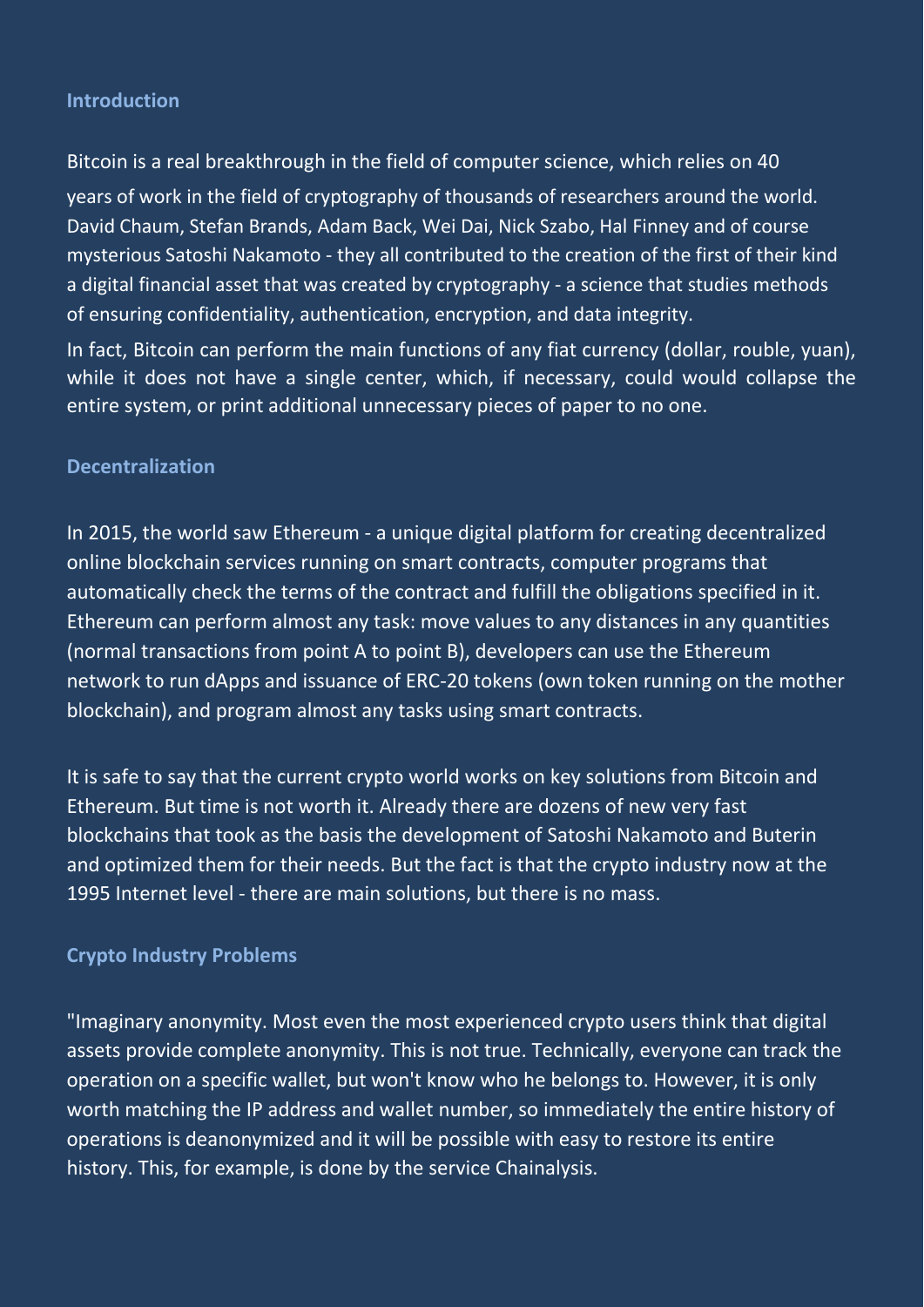## Introduction

Bitcoin is a real breakthrough in the field of computer science, which relies on 40 years of work in the field of cryptography of thousands of researchers around the world. David Chaum, Stefan Brands, Adam Back, Wei Dai, Nick Szabo, Hal Finney and of course mysterious Satoshi Nakamoto - they all contributed to the creation of the first of their kind a digital financial asset that was created by cryptography - a science that studies methods of ensuring confidentiality, authentication, encryption, and data integrity.

In fact, Bitcoin can perform the main functions of any fiat currency (dollar, rouble, yuan), while it does not have a single center, which, if necessary, could would collapse the entire system, or print additional unnecessary pieces of paper to no one.

## Decentralization

In 2015, the world saw Ethereum - a unique digital platform for creating decentralized online blockchain services running on smart contracts, computer programs that automatically check the terms of the contract and fulfill the obligations specified in it. Ethereum can perform almost any task: move values to any distances in any quantities (normal transactions from point A to point B), developers can use the Ethereum network to run dApps and issuance of ERC-20 tokens (own token running on the mother blockchain), and program almost any tasks using smart contracts.

It is safe to say that the current crypto world works on key solutions from Bitcoin and Ethereum. But time is not worth it. Already there are dozens of new very fast blockchains that took as the basis the development of Satoshi Nakamoto and Buterin and optimized them for their needs. But the fact is that the crypto industry now at the 1995 Internet level - there are main solutions, but there is no mass.

## Crypto Industry Problems

"Imaginary anonymity. Most even the most experienced crypto users think that digital assets provide complete anonymity. This is not true. Technically, everyone can track the operation on a specific wallet, but won't know who he belongs to. However, it is only worth matching the IP address and wallet number, so immediately the entire history of operations is deanonymized and it will be possible with easy to restore its entire history. This, for example, is done by the service Chainalysis.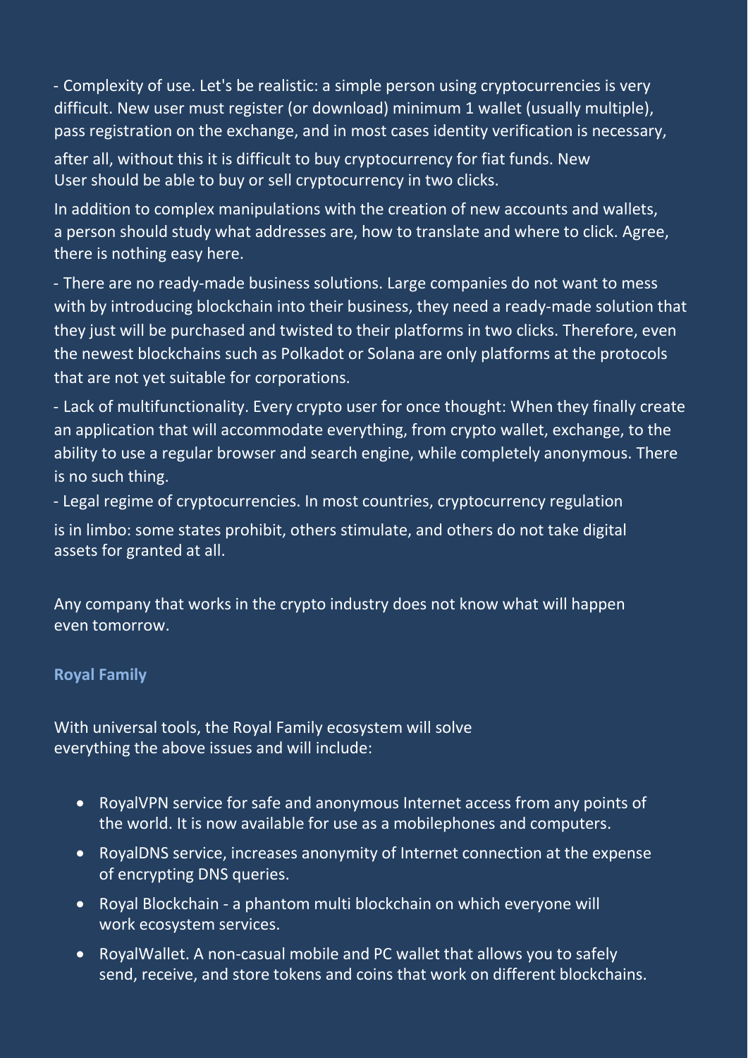- Complexity of use. Let's be realistic: a simple person using cryptocurrencies is very difficult. New user must register (or download) minimum 1 wallet (usually multiple), pass registration on the exchange, and in most cases identity verification is necessary, after all, without this it is difficult to buy cryptocurrency for fiat funds. New User should be able to buy or sell cryptocurrency in two clicks.

In addition to complex manipulations with the creation of new accounts and wallets, a person should study what addresses are, how to translate and where to click. Agree, there is nothing easy here.

- There are no ready-made business solutions. Large companies do not want to mess with by introducing blockchain into their business, they need a ready-made solution that they just will be purchased and twisted to their platforms in two clicks. Therefore, even the newest blockchains such as Polkadot or Solana are only platforms at the protocols that are not yet suitable for corporations.

- Lack of multifunctionality. Every crypto user for once thought: When they finally create an application that will accommodate everything, from crypto wallet, exchange, to the ability to use a regular browser and search engine, while completely anonymous. There is no such thing.

- Legal regime of cryptocurrencies. In most countries, cryptocurrency regulation is in limbo: some states prohibit, others stimulate, and others do not take digital assets for granted at all.

Any company that works in the crypto industry does not know what will happen even tomorrow.

### Royal Family

With universal tools, the Royal Family ecosystem will solve everything the above issues and will include:

- RoyalVPN service for safe and anonymous Internet access from any points of the world. It is now available for use as a mobilephones and computers.
- RoyalDNS service, increases anonymity of Internet connection at the expense of encrypting DNS queries.
- Royal Blockchain - a phantom multi blockchain on which everyone will work ecosystem services.
- RoyalWallet. A non-casual mobile and PC wallet that allows you to safely send, receive, and store tokens and coins that work on different blockchains.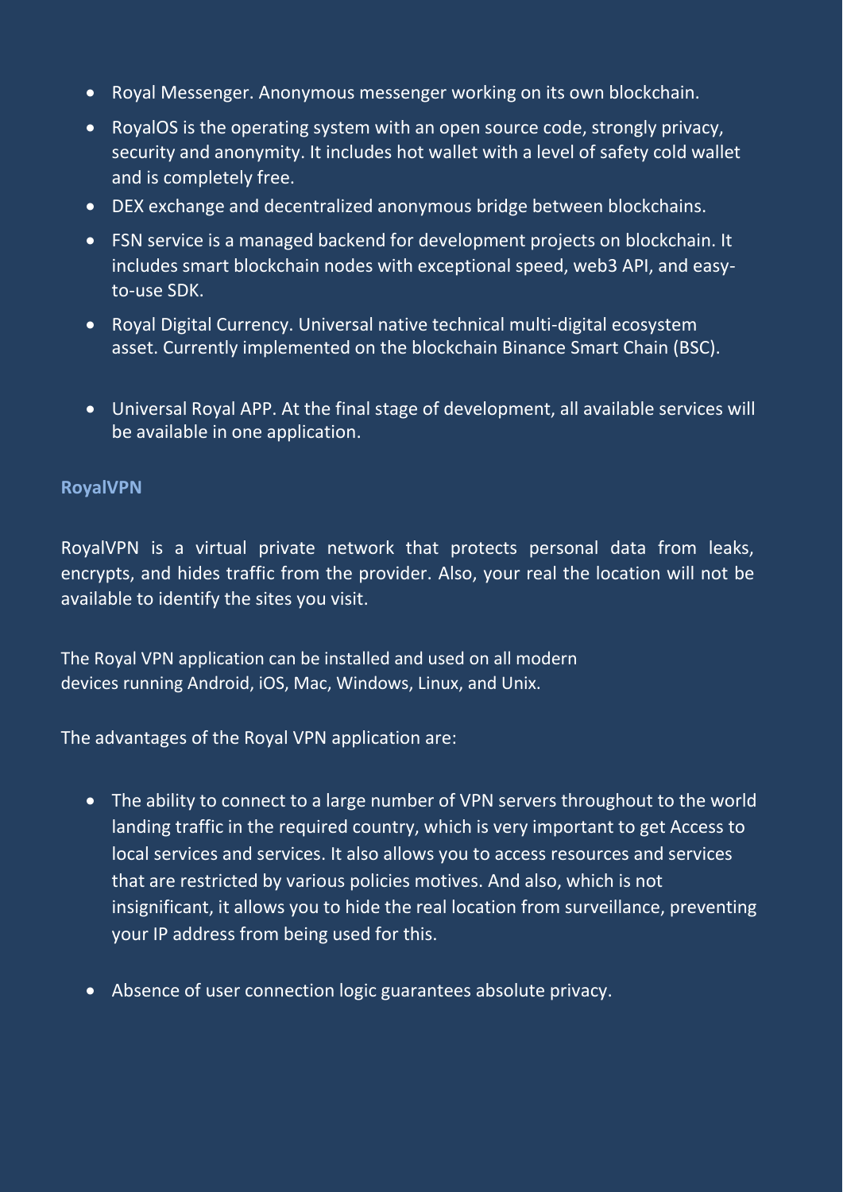- Royal Messenger. Anonymous messenger working on its own blockchain.
- RoyalOS is the operating system with an open source code, strongly privacy, security and anonymity. It includes hot wallet with a level of safety cold wallet and is completely free.
- DEX exchange and decentralized anonymous bridge between blockchains.
- FSN service is a managed backend for development projects on blockchain. It includes smart blockchain nodes with exceptional speed, web3 API, and easy-to-use SDK.
- Royal Digital Currency. Universal native technical multi-digital ecosystem asset. Currently implemented on the blockchain Binance Smart Chain (BSC).
- Universal Royal APP. At the final stage of development, all available services will be available in one application.

### RoyalVPN

RoyalVPN is a virtual private network that protects personal data from leaks, encrypts, and hides traffic from the provider. Also, your real the location will not be available to identify the sites you visit.

The Royal VPN application can be installed and used on all modern devices running Android, iOS, Mac, Windows, Linux, and Unix.

The advantages of the Royal VPN application are:

- The ability to connect to a large number of VPN servers throughout to the world landing traffic in the required country, which is very important to get Access to local services and services. It also allows you to access resources and services that are restricted by various policies motives. And also, which is not insignificant, it allows you to hide the real location from surveillance, preventing your IP address from being used for this.
- Absence of user connection logic guarantees absolute privacy.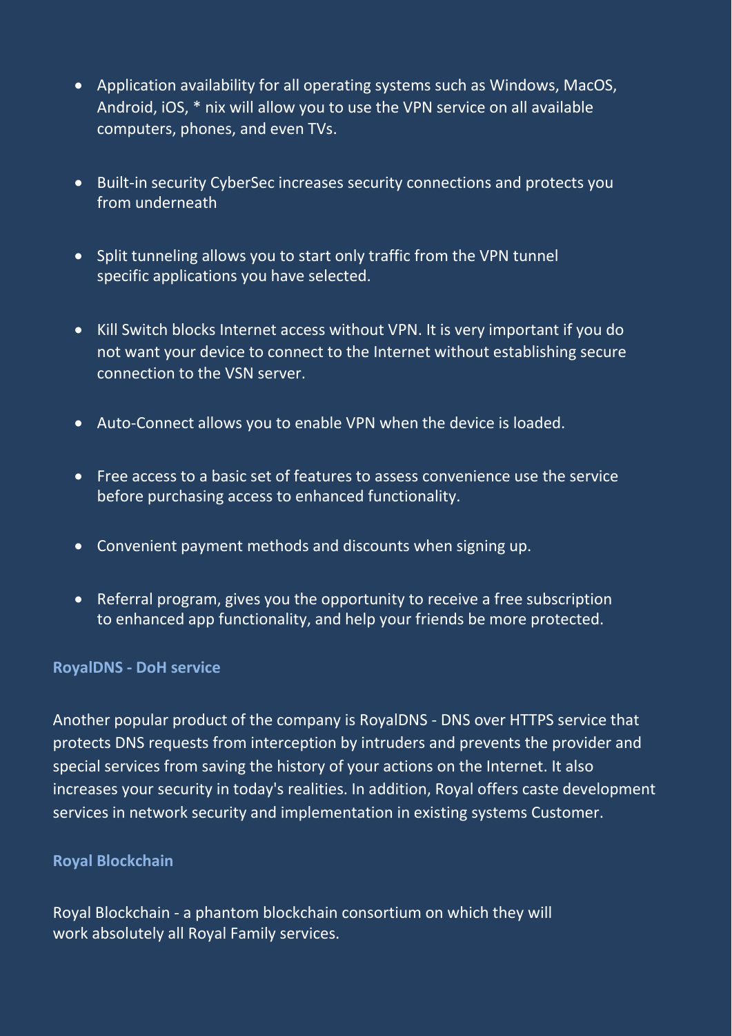- Application availability for all operating systems such as Windows, MacOS, Android, iOS, * nix will allow you to use the VPN service on all available computers, phones, and even TVs.

- Built-in security CyberSec increases security connections and protects you from underneath

- Split tunneling allows you to start only traffic from the VPN tunnel specific applications you have selected.

- Kill Switch blocks Internet access without VPN. It is very important if you do not want your device to connect to the Internet without establishing secure connection to the VSN server.

- Auto-Connect allows you to enable VPN when the device is loaded.

- Free access to a basic set of features to assess convenience use the service before purchasing access to enhanced functionality.

- Convenient payment methods and discounts when signing up.

- Referral program, gives you the opportunity to receive a free subscription to enhanced app functionality, and help your friends be more protected.

### RoyalDNS - DoH service

Another popular product of the company is RoyalDNS - DNS over HTTPS service that protects DNS requests from interception by intruders and prevents the provider and special services from saving the history of your actions on the Internet. It also increases your security in today's realities. In addition, Royal offers caste development services in network security and implementation in existing systems Customer.

### Royal Blockchain

Royal Blockchain - a phantom blockchain consortium on which they will work absolutely all Royal Family services.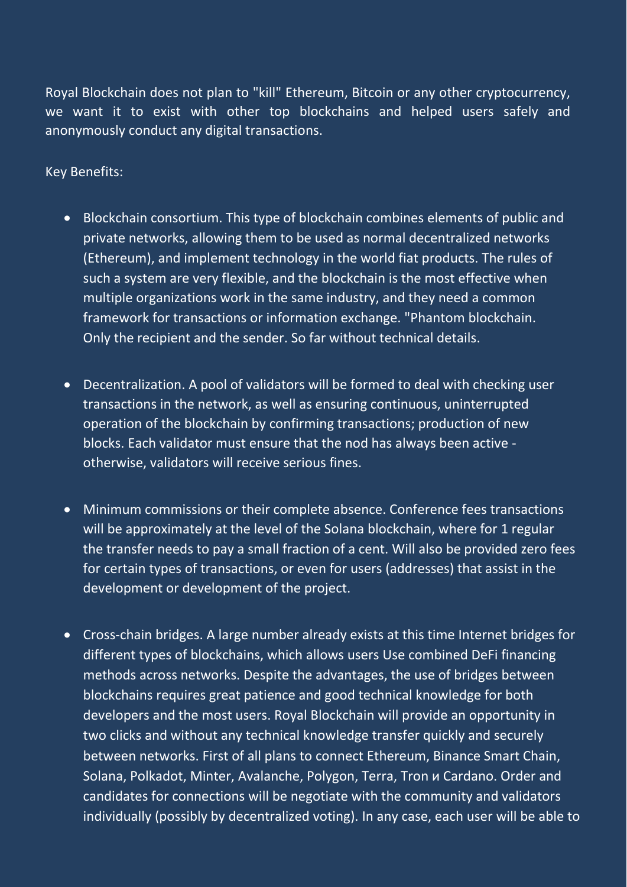Royal Blockchain does not plan to "kill" Ethereum, Bitcoin or any other cryptocurrency, we want it to exist with other top blockchains and helped users safely and anonymously conduct any digital transactions.

Key Benefits:

- Blockchain consortium. This type of blockchain combines elements of public and private networks, allowing them to be used as normal decentralized networks (Ethereum), and implement technology in the world fiat products. The rules of such a system are very flexible, and the blockchain is the most effective when multiple organizations work in the same industry, and they need a common framework for transactions or information exchange. "Phantom blockchain. Only the recipient and the sender. So far without technical details.

- Decentralization. A pool of validators will be formed to deal with checking user transactions in the network, as well as ensuring continuous, uninterrupted operation of the blockchain by confirming transactions; production of new blocks. Each validator must ensure that the nod has always been active - otherwise, validators will receive serious fines.

- Minimum commissions or their complete absence. Conference fees transactions will be approximately at the level of the Solana blockchain, where for 1 regular the transfer needs to pay a small fraction of a cent. Will also be provided zero fees for certain types of transactions, or even for users (addresses) that assist in the development or development of the project.

- Cross-chain bridges. A large number already exists at this time Internet bridges for different types of blockchains, which allows users Use combined DeFi financing methods across networks. Despite the advantages, the use of bridges between blockchains requires great patience and good technical knowledge for both developers and the most users. Royal Blockchain will provide an opportunity in two clicks and without any technical knowledge transfer quickly and securely between networks. First of all plans to connect Ethereum, Binance Smart Chain, Solana, Polkadot, Minter, Avalanche, Polygon, Terra, Tron и Cardano. Order and candidates for connections will be negotiate with the community and validators individually (possibly by decentralized voting). In any case, each user will be able to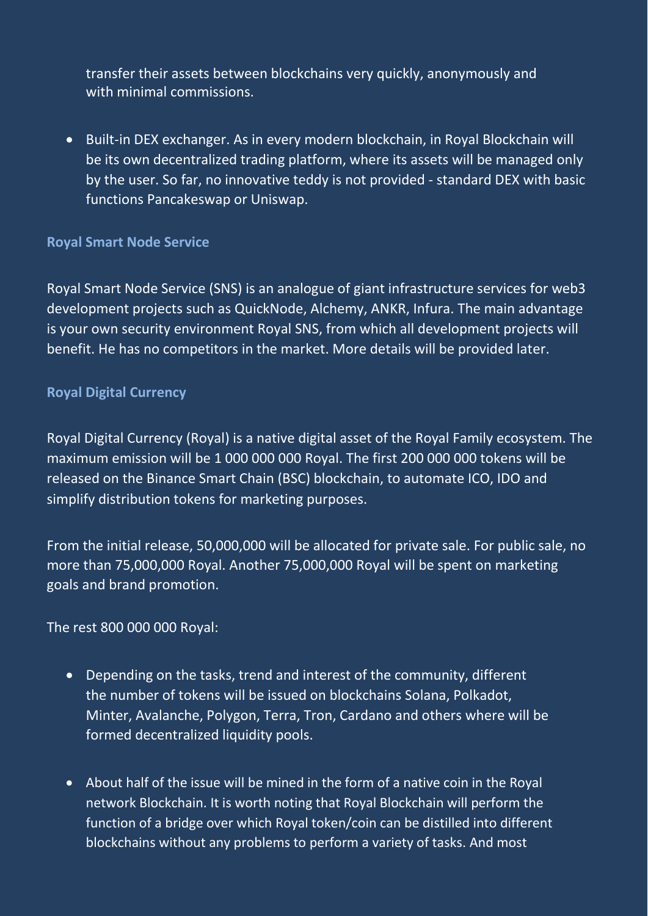transfer their assets between blockchains very quickly, anonymously and with minimal commissions.

- Built-in DEX exchanger. As in every modern blockchain, in Royal Blockchain will be its own decentralized trading platform, where its assets will be managed only by the user. So far, no innovative teddy is not provided - standard DEX with basic functions Pancakeswap or Uniswap.

### Royal Smart Node Service

Royal Smart Node Service (SNS) is an analogue of giant infrastructure services for web3 development projects such as QuickNode, Alchemy, ANKR, Infura. The main advantage is your own security environment Royal SNS, from which all development projects will benefit. He has no competitors in the market. More details will be provided later.

### Royal Digital Currency

Royal Digital Currency (Royal) is a native digital asset of the Royal Family ecosystem. The maximum emission will be 1 000 000 000 Royal. The first 200 000 000 tokens will be released on the Binance Smart Chain (BSC) blockchain, to automate ICO, IDO and simplify distribution tokens for marketing purposes.

From the initial release, 50,000,000 will be allocated for private sale. For public sale, no more than 75,000,000 Royal. Another 75,000,000 Royal will be spent on marketing goals and brand promotion.

The rest 800 000 000 Royal:

- Depending on the tasks, trend and interest of the community, different the number of tokens will be issued on blockchains Solana, Polkadot, Minter, Avalanche, Polygon, Terra, Tron, Cardano and others where will be formed decentralized liquidity pools.

- About half of the issue will be mined in the form of a native coin in the Royal network Blockchain. It is worth noting that Royal Blockchain will perform the function of a bridge over which Royal token/coin can be distilled into different blockchains without any problems to perform a variety of tasks. And most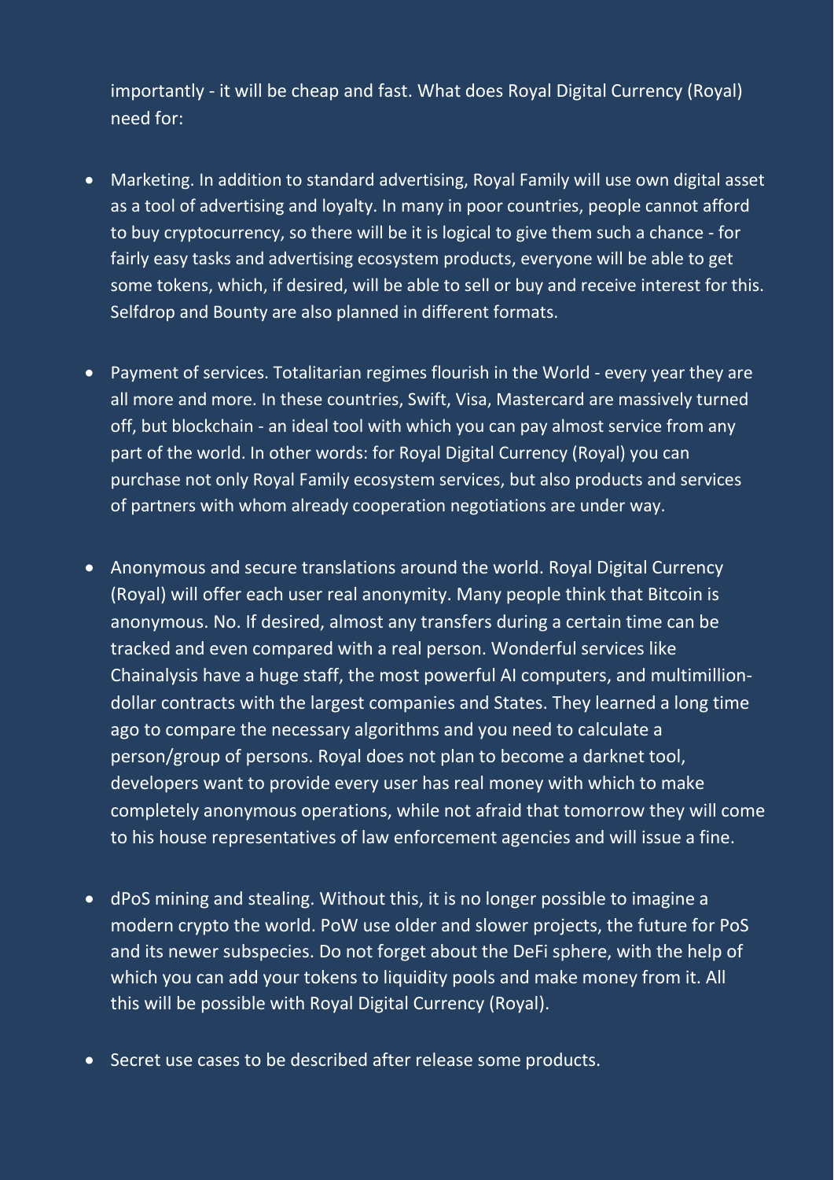importantly - it will be cheap and fast. What does Royal Digital Currency (Royal) need for:

- Marketing. In addition to standard advertising, Royal Family will use own digital asset as a tool of advertising and loyalty. In many in poor countries, people cannot afford to buy cryptocurrency, so there will be it is logical to give them such a chance - for fairly easy tasks and advertising ecosystem products, everyone will be able to get some tokens, which, if desired, will be able to sell or buy and receive interest for this. Selfdrop and Bounty are also planned in different formats.

- Payment of services. Totalitarian regimes flourish in the World - every year they are all more and more. In these countries, Swift, Visa, Mastercard are massively turned off, but blockchain - an ideal tool with which you can pay almost service from any part of the world. In other words: for Royal Digital Currency (Royal) you can purchase not only Royal Family ecosystem services, but also products and services of partners with whom already cooperation negotiations are under way.

- Anonymous and secure translations around the world. Royal Digital Currency (Royal) will offer each user real anonymity. Many people think that Bitcoin is anonymous. No. If desired, almost any transfers during a certain time can be tracked and even compared with a real person. Wonderful services like Chainalysis have a huge staff, the most powerful AI computers, and multimillion-dollar contracts with the largest companies and States. They learned a long time ago to compare the necessary algorithms and you need to calculate a person/group of persons. Royal does not plan to become a darknet tool, developers want to provide every user has real money with which to make completely anonymous operations, while not afraid that tomorrow they will come to his house representatives of law enforcement agencies and will issue a fine.

- dPoS mining and stealing. Without this, it is no longer possible to imagine a modern crypto the world. PoW use older and slower projects, the future for PoS and its newer subspecies. Do not forget about the DeFi sphere, with the help of which you can add your tokens to liquidity pools and make money from it. All this will be possible with Royal Digital Currency (Royal).

- Secret use cases to be described after release some products.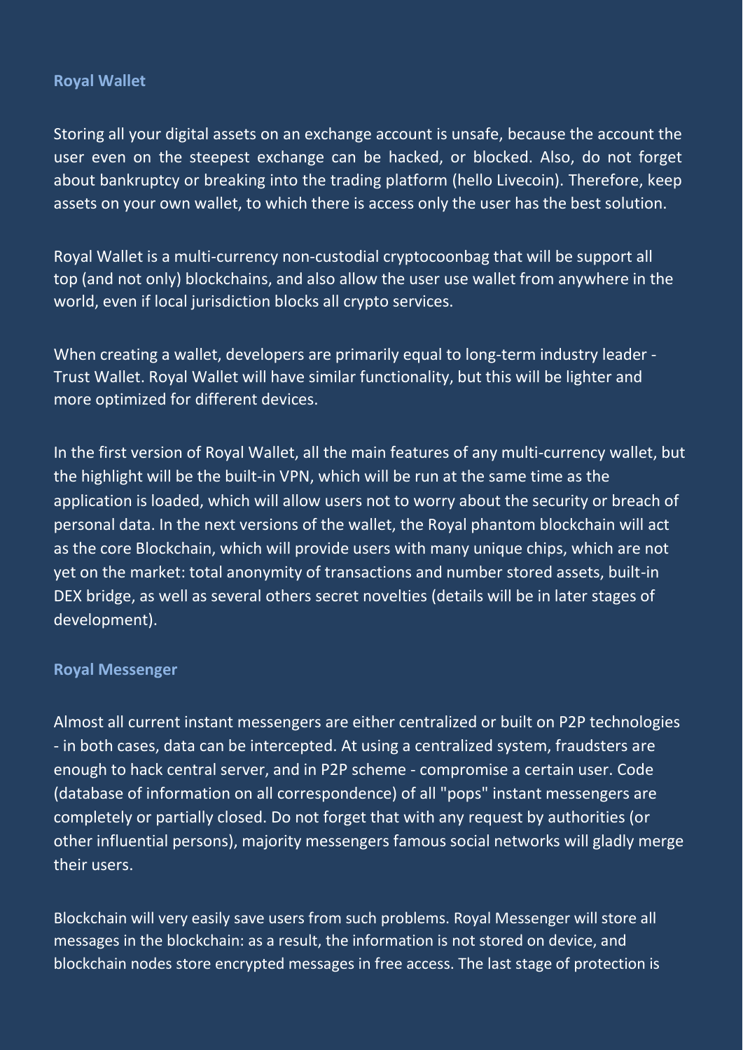### Royal Wallet

Storing all your digital assets on an exchange account is unsafe, because the account the user even on the steepest exchange can be hacked, or blocked. Also, do not forget about bankruptcy or breaking into the trading platform (hello Livecoin). Therefore, keep assets on your own wallet, to which there is access only the user has the best solution.

Royal Wallet is a multi-currency non-custodial cryptocoonbag that will be support all top (and not only) blockchains, and also allow the user use wallet from anywhere in the world, even if local jurisdiction blocks all crypto services.

When creating a wallet, developers are primarily equal to long-term industry leader - Trust Wallet. Royal Wallet will have similar functionality, but this will be lighter and more optimized for different devices.

In the first version of Royal Wallet, all the main features of any multi-currency wallet, but the highlight will be the built-in VPN, which will be run at the same time as the application is loaded, which will allow users not to worry about the security or breach of personal data. In the next versions of the wallet, the Royal phantom blockchain will act as the core Blockchain, which will provide users with many unique chips, which are not yet on the market: total anonymity of transactions and number stored assets, built-in DEX bridge, as well as several others secret novelties (details will be in later stages of development).

### Royal Messenger

Almost all current instant messengers are either centralized or built on P2P technologies - in both cases, data can be intercepted. At using a centralized system, fraudsters are enough to hack central server, and in P2P scheme - compromise a certain user. Code (database of information on all correspondence) of all "pops" instant messengers are completely or partially closed. Do not forget that with any request by authorities (or other influential persons), majority messengers famous social networks will gladly merge their users.

Blockchain will very easily save users from such problems. Royal Messenger will store all messages in the blockchain: as a result, the information is not stored on device, and blockchain nodes store encrypted messages in free access. The last stage of protection is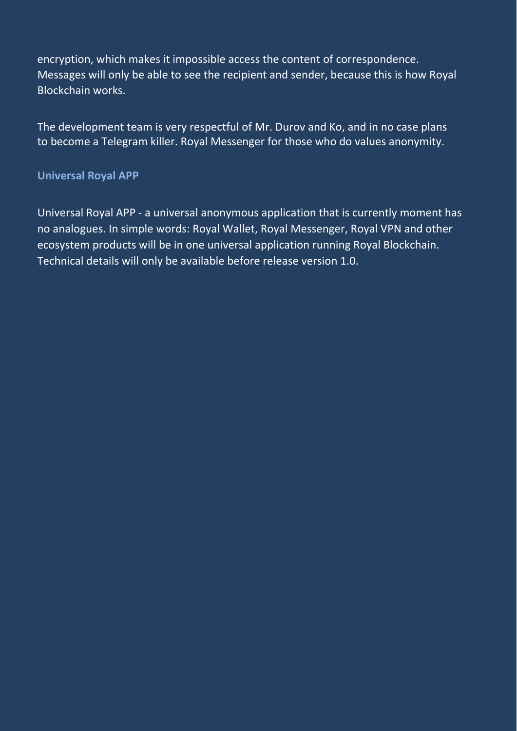encryption, which makes it impossible access the content of correspondence. Messages will only be able to see the recipient and sender, because this is how Royal Blockchain works.

The development team is very respectful of Mr. Durov and Ko, and in no case plans to become a Telegram killer. Royal Messenger for those who do values anonymity.

### Universal Royal APP

Universal Royal APP - a universal anonymous application that is currently moment has no analogues. In simple words: Royal Wallet, Royal Messenger, Royal VPN and other ecosystem products will be in one universal application running Royal Blockchain. Technical details will only be available before release version 1.0.